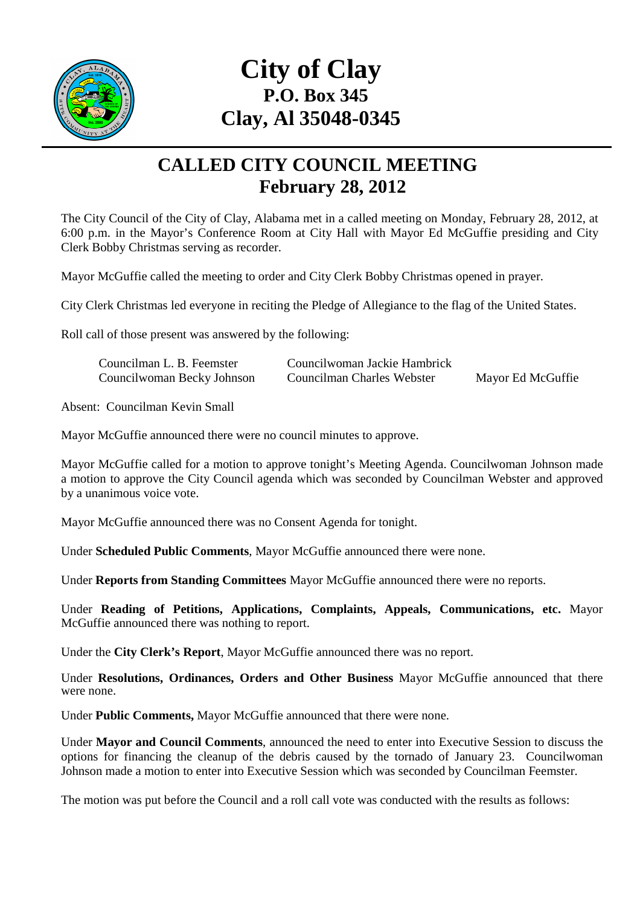# City of Clay
## P.O. Box 345
## Clay, Al 35048-0345

## CALLED CITY COUNCIL MEETING
## February 28, 2012

The City Council of the City of Clay, Alabama met in a called meeting on Monday, February 28, 2012, at 6:00 p.m. in the Mayor's Conference Room at City Hall with Mayor Ed McGuffie presiding and City Clerk Bobby Christmas serving as recorder.

Mayor McGuffie called the meeting to order and City Clerk Bobby Christmas opened in prayer.

City Clerk Christmas led everyone in reciting the Pledge of Allegiance to the flag of the United States.

Roll call of those present was answered by the following:

| | | |
|---|---|---|
| Councilman L. B. Feemster | Councilwoman Jackie Hambrick | |
| Councilwoman Becky Johnson | Councilman Charles Webster | Mayor Ed McGuffie |

Absent: Councilman Kevin Small

Mayor McGuffie announced there were no council minutes to approve.

Mayor McGuffie called for a motion to approve tonight's Meeting Agenda. Councilwoman Johnson made a motion to approve the City Council agenda which was seconded by Councilman Webster and approved by a unanimous voice vote.

Mayor McGuffie announced there was no Consent Agenda for tonight.

Under **Scheduled Public Comments**, Mayor McGuffie announced there were none.

Under **Reports from Standing Committees** Mayor McGuffie announced there were no reports.

Under **Reading of Petitions, Applications, Complaints, Appeals, Communications, etc.** Mayor McGuffie announced there was nothing to report.

Under the **City Clerk's Report**, Mayor McGuffie announced there was no report.

Under **Resolutions, Ordinances, Orders and Other Business** Mayor McGuffie announced that there were none.

Under **Public Comments,** Mayor McGuffie announced that there were none.

Under **Mayor and Council Comments**, announced the need to enter into Executive Session to discuss the options for financing the cleanup of the debris caused by the tornado of January 23. Councilwoman Johnson made a motion to enter into Executive Session which was seconded by Councilman Feemster.

The motion was put before the Council and a roll call vote was conducted with the results as follows: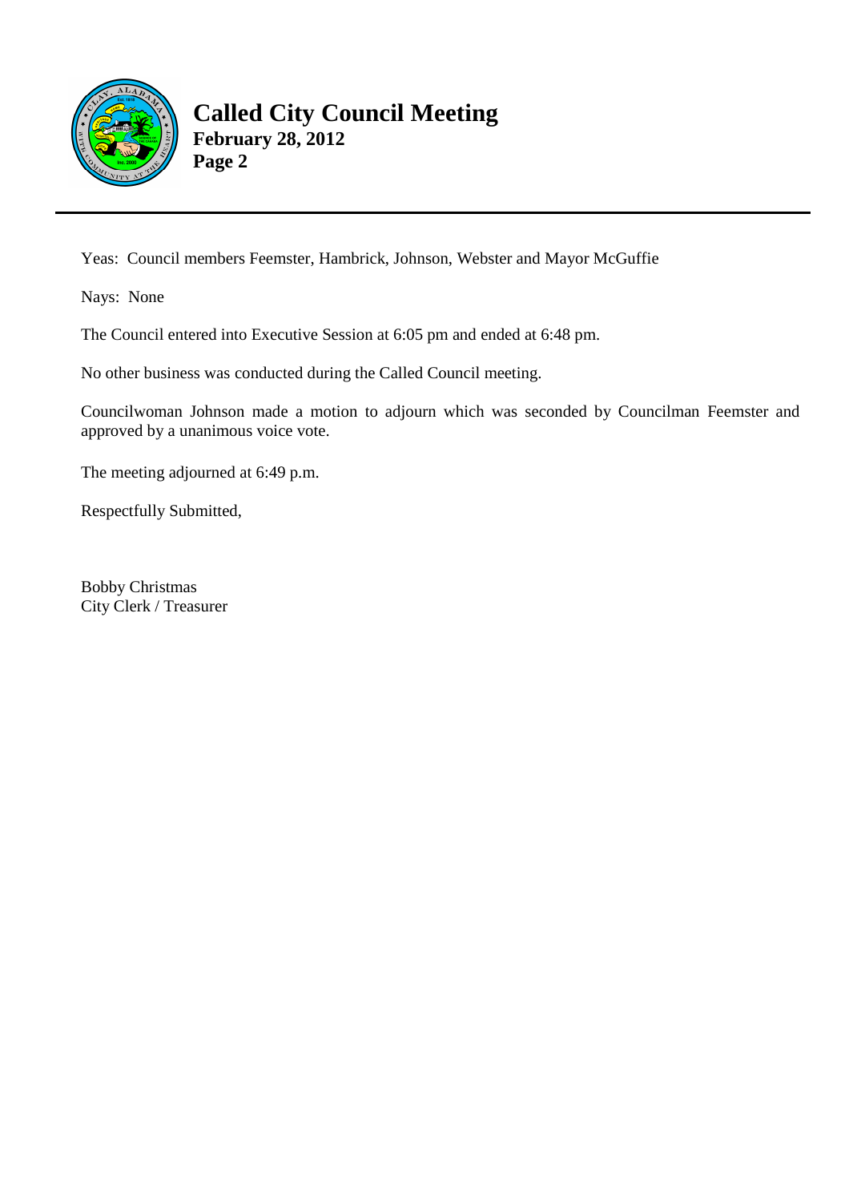Yeas: Council members Feemster, Hambrick, Johnson, Webster and Mayor McGuffie

Nays: None

The Council entered into Executive Session at 6:05 pm and ended at 6:48 pm.

No other business was conducted during the Called Council meeting.

Councilwoman Johnson made a motion to adjourn which was seconded by Councilman Feemster and approved by a unanimous voice vote.

The meeting adjourned at 6:49 p.m.

Respectfully Submitted,

Bobby Christmas
City Clerk / Treasurer